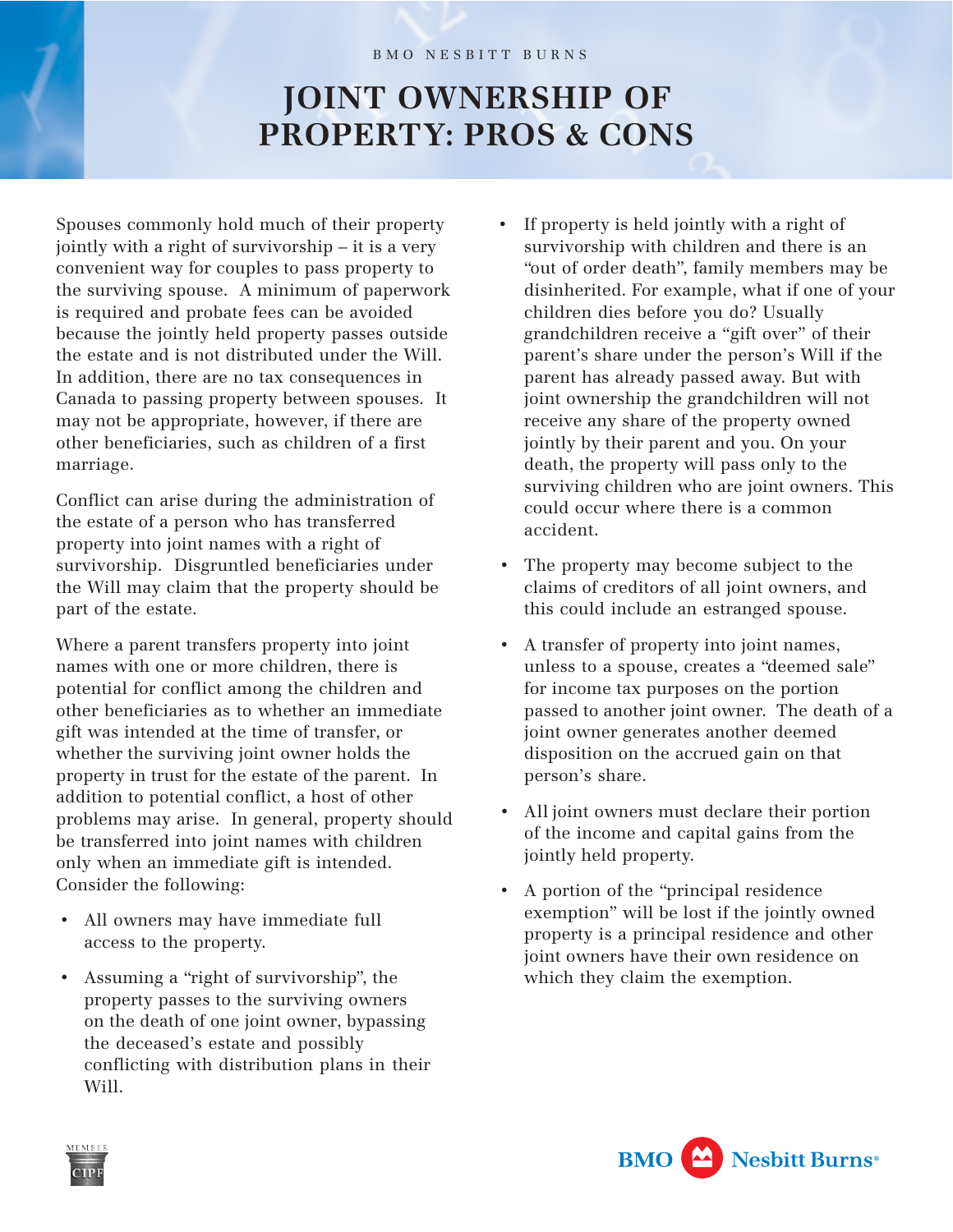BMO NESBITT BURNS

# JOINT OWNERSHIP OF PROPERTY: PROS & CONS

Spouses commonly hold much of their property jointly with a right of survivorship – it is a very convenient way for couples to pass property to the surviving spouse. A minimum of paperwork is required and probate fees can be avoided because the jointly held property passes outside the estate and is not distributed under the Will. In addition, there are no tax consequences in Canada to passing property between spouses. It may not be appropriate, however, if there are other beneficiaries, such as children of a first marriage.

Conflict can arise during the administration of the estate of a person who has transferred property into joint names with a right of survivorship. Disgruntled beneficiaries under the Will may claim that the property should be part of the estate.

Where a parent transfers property into joint names with one or more children, there is potential for conflict among the children and other beneficiaries as to whether an immediate gift was intended at the time of transfer, or whether the surviving joint owner holds the property in trust for the estate of the parent. In addition to potential conflict, a host of other problems may arise. In general, property should be transferred into joint names with children only when an immediate gift is intended. Consider the following:

- All owners may have immediate full access to the property.
- Assuming a "right of survivorship", the property passes to the surviving owners on the death of one joint owner, bypassing the deceased's estate and possibly conflicting with distribution plans in their Will.
- If property is held jointly with a right of survivorship with children and there is an "out of order death", family members may be disinherited. For example, what if one of your children dies before you do? Usually grandchildren receive a "gift over" of their parent's share under the person's Will if the parent has already passed away. But with joint ownership the grandchildren will not receive any share of the property owned jointly by their parent and you. On your death, the property will pass only to the surviving children who are joint owners. This could occur where there is a common accident.
- The property may become subject to the claims of creditors of all joint owners, and this could include an estranged spouse.
- A transfer of property into joint names, unless to a spouse, creates a "deemed sale" for income tax purposes on the portion passed to another joint owner. The death of a joint owner generates another deemed disposition on the accrued gain on that person's share.
- All joint owners must declare their portion of the income and capital gains from the jointly held property.
- A portion of the "principal residence exemption" will be lost if the jointly owned property is a principal residence and other joint owners have their own residence on which they claim the exemption.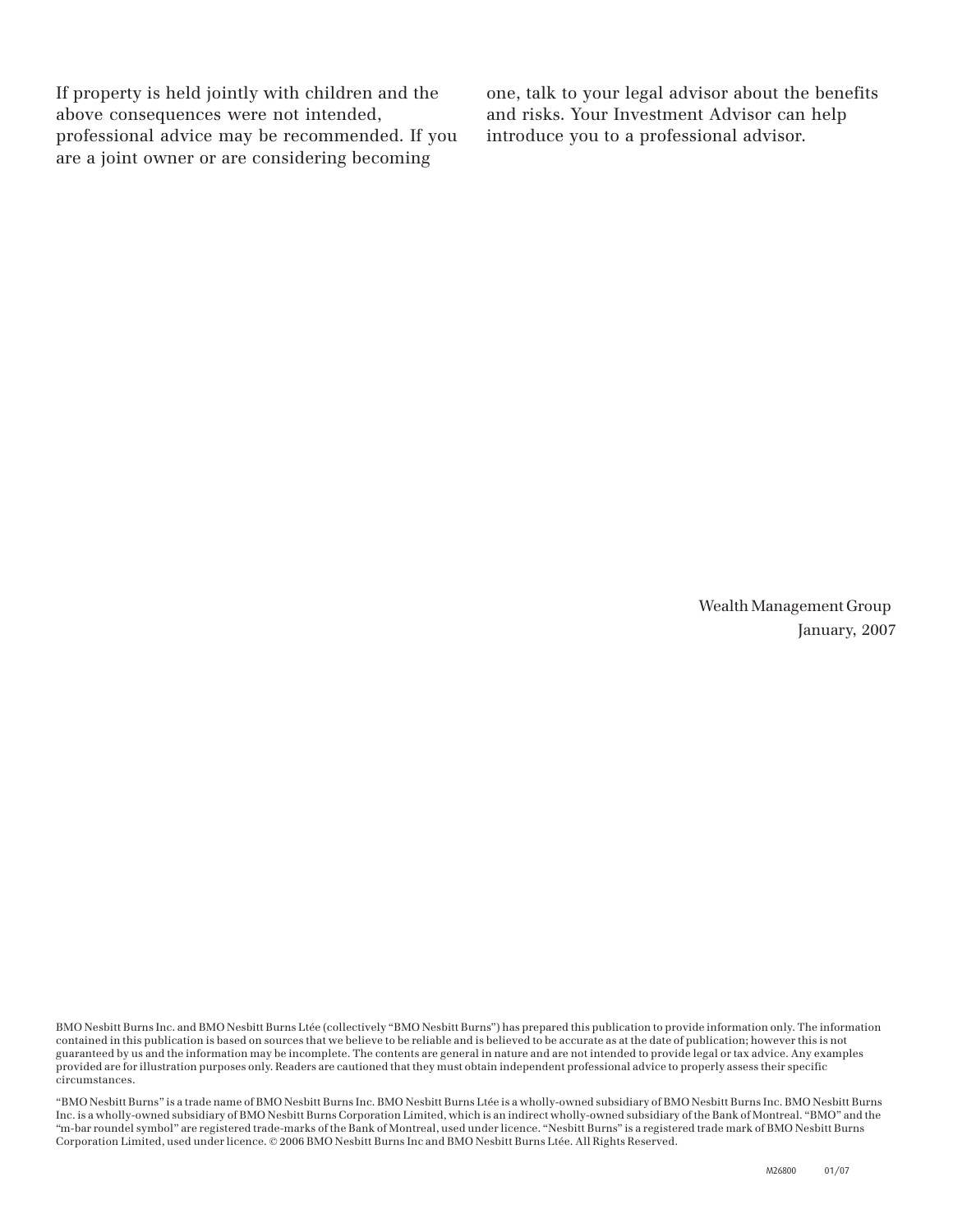If property is held jointly with children and the above consequences were not intended, professional advice may be recommended. If you are a joint owner or are considering becoming one, talk to your legal advisor about the benefits and risks. Your Investment Advisor can help introduce you to a professional advisor.

Wealth Management Group
January, 2007

BMO Nesbitt Burns Inc. and BMO Nesbitt Burns Ltée (collectively "BMO Nesbitt Burns") has prepared this publication to provide information only. The information contained in this publication is based on sources that we believe to be reliable and is believed to be accurate as at the date of publication; however this is not guaranteed by us and the information may be incomplete. The contents are general in nature and are not intended to provide legal or tax advice. Any examples provided are for illustration purposes only. Readers are cautioned that they must obtain independent professional advice to properly assess their specific circumstances.

"BMO Nesbitt Burns" is a trade name of BMO Nesbitt Burns Inc. BMO Nesbitt Burns Ltée is a wholly-owned subsidiary of BMO Nesbitt Burns Inc. BMO Nesbitt Burns Inc. is a wholly-owned subsidiary of BMO Nesbitt Burns Corporation Limited, which is an indirect wholly-owned subsidiary of the Bank of Montreal. "BMO" and the "m-bar roundel symbol" are registered trade-marks of the Bank of Montreal, used under licence. "Nesbitt Burns" is a registered trade mark of BMO Nesbitt Burns Corporation Limited, used under licence. © 2006 BMO Nesbitt Burns Inc and BMO Nesbitt Burns Ltée. All Rights Reserved.

M26800 01/07